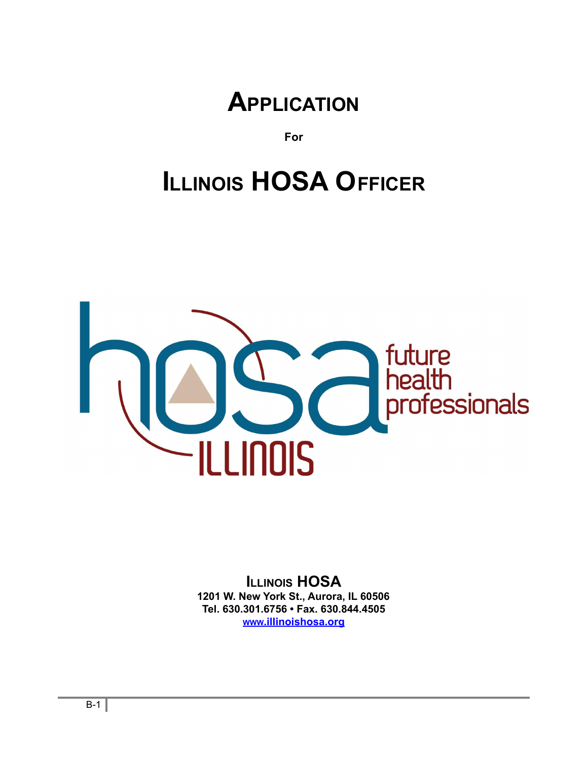# Application

**For**

# Illinois HOSA Officer

**Illinois HOSA**
**1201 W. New York St., Aurora, IL 60506**
**Tel. 630.301.6756 • Fax. 630.844.4505**
**www.illinoishosa.org**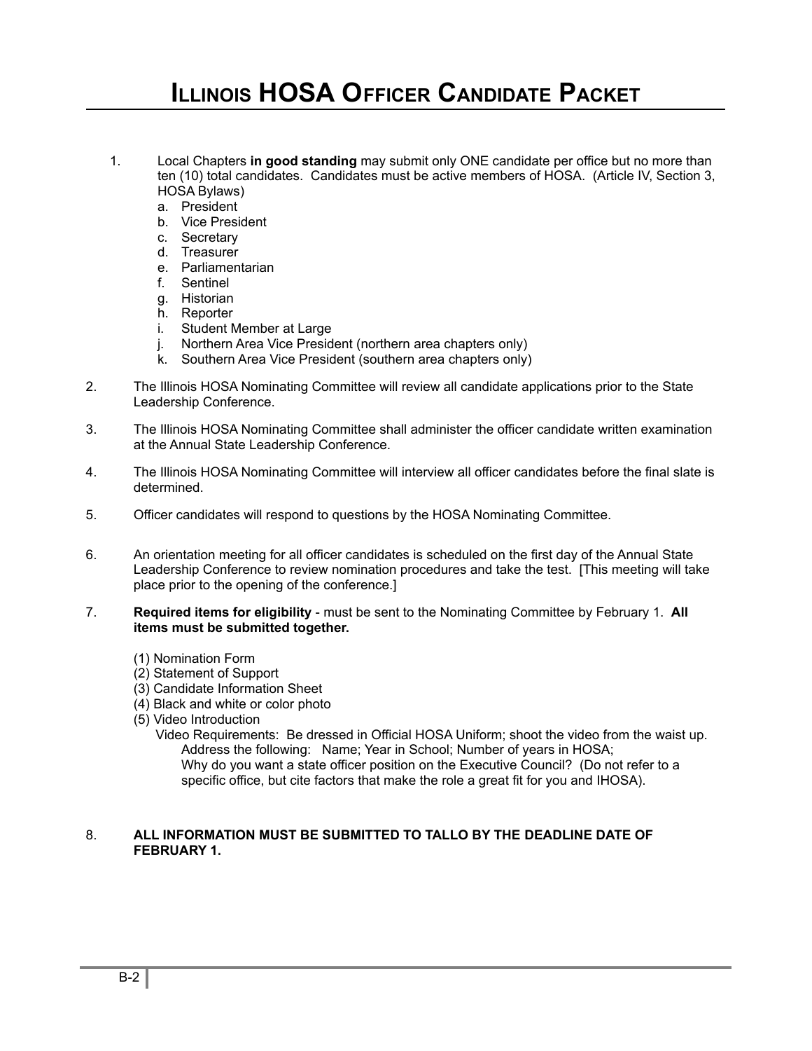# Illinois HOSA Officer Candidate Packet

1. Local Chapters **in good standing** may submit only ONE candidate per office but no more than ten (10) total candidates. Candidates must be active members of HOSA. (Article IV, Section 3, HOSA Bylaws)
   a. President
   b. Vice President
   c. Secretary
   d. Treasurer
   e. Parliamentarian
   f. Sentinel
   g. Historian
   h. Reporter
   i. Student Member at Large
   j. Northern Area Vice President (northern area chapters only)
   k. Southern Area Vice President (southern area chapters only)

2. The Illinois HOSA Nominating Committee will review all candidate applications prior to the State Leadership Conference.

3. The Illinois HOSA Nominating Committee shall administer the officer candidate written examination at the Annual State Leadership Conference.

4. The Illinois HOSA Nominating Committee will interview all officer candidates before the final slate is determined.

5. Officer candidates will respond to questions by the HOSA Nominating Committee.

6. An orientation meeting for all officer candidates is scheduled on the first day of the Annual State Leadership Conference to review nomination procedures and take the test. [This meeting will take place prior to the opening of the conference.]

7. **Required items for eligibility** - must be sent to the Nominating Committee by February 1. **All items must be submitted together.**

   (1) Nomination Form
   (2) Statement of Support
   (3) Candidate Information Sheet
   (4) Black and white or color photo
   (5) Video Introduction
   Video Requirements: Be dressed in Official HOSA Uniform; shoot the video from the waist up.
   Address the following: Name; Year in School; Number of years in HOSA;
   Why do you want a state officer position on the Executive Council? (Do not refer to a specific office, but cite factors that make the role a great fit for you and IHOSA).

8. **ALL INFORMATION MUST BE SUBMITTED TO TALLO BY THE DEADLINE DATE OF FEBRUARY 1.**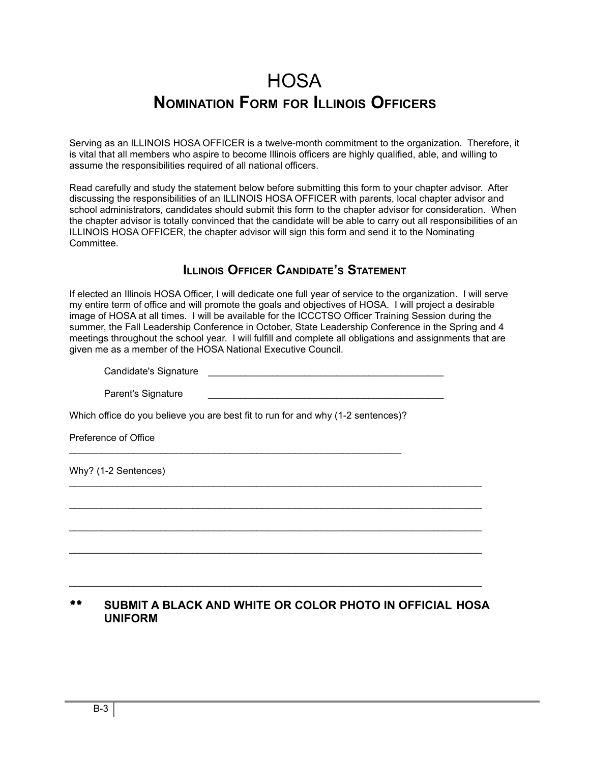# HOSA

## Nomination Form for Illinois Officers

Serving as an ILLINOIS HOSA OFFICER is a twelve-month commitment to the organization. Therefore, it is vital that all members who aspire to become Illinois officers are highly qualified, able, and willing to assume the responsibilities required of all national officers.

Read carefully and study the statement below before submitting this form to your chapter advisor. After discussing the responsibilities of an ILLINOIS HOSA OFFICER with parents, local chapter advisor and school administrators, candidates should submit this form to the chapter advisor for consideration. When the chapter advisor is totally convinced that the candidate will be able to carry out all responsibilities of an ILLINOIS HOSA OFFICER, the chapter advisor will sign this form and send it to the Nominating Committee.

### Illinois Officer Candidate's Statement

If elected an Illinois HOSA Officer, I will dedicate one full year of service to the organization. I will serve my entire term of office and will promote the goals and objectives of HOSA. I will project a desirable image of HOSA at all times. I will be available for the ICCCTSO Officer Training Session during the summer, the Fall Leadership Conference in October, State Leadership Conference in the Spring and 4 meetings throughout the school year. I will fulfill and complete all obligations and assignments that are given me as a member of the HOSA National Executive Council.

Candidate's Signature ______________________________________________

Parent's Signature ______________________________________________

Which office do you believe you are best fit to run for and why (1-2 sentences)?

Preference of Office

_________________________________________________________________

Why? (1-2 Sentences)

_________________________________________________________________

_________________________________________________________________

_________________________________________________________________

_________________________________________________________________

_________________________________________________________________

** **SUBMIT A BLACK AND WHITE OR COLOR PHOTO IN OFFICIAL HOSA UNIFORM**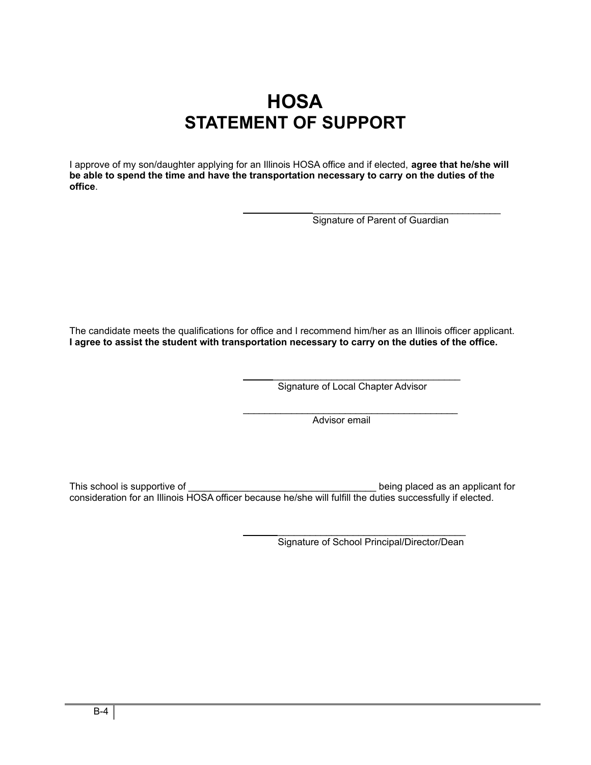# HOSA
## STATEMENT OF SUPPORT

I approve of my son/daughter applying for an Illinois HOSA office and if elected, **agree that he/she will be able to spend the time and have the transportation necessary to carry on the duties of the office**.

_______________________________________________

Signature of Parent of Guardian

The candidate meets the qualifications for office and I recommend him/her as an Illinois officer applicant. **I agree to assist the student with transportation necessary to carry on the duties of the office.**

_______________________________________________

Signature of Local Chapter Advisor

_______________________________________________

Advisor email

This school is supportive of ___________________________________ being placed as an applicant for consideration for an Illinois HOSA officer because he/she will fulfill the duties successfully if elected.

_______________________________________________

Signature of School Principal/Director/Dean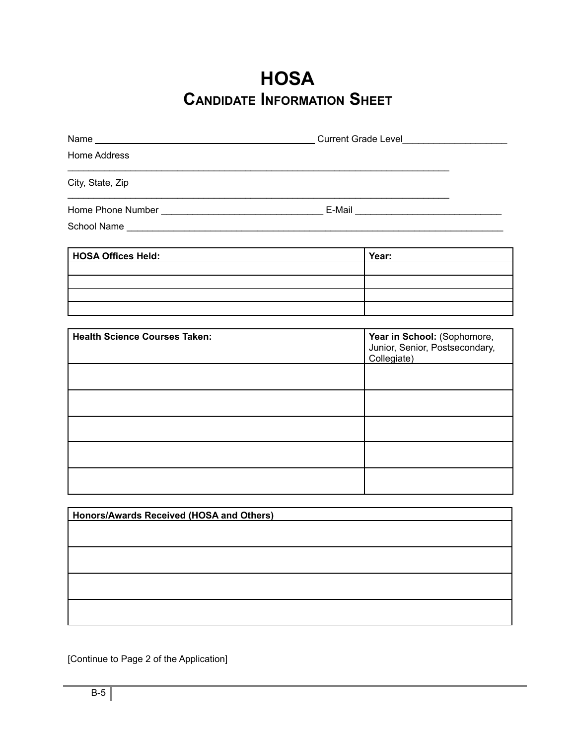# HOSA

## Candidate Information Sheet

Name ____________________________________________ Current Grade Level____________________

Home Address

______________________________________________________________________________

City, State, Zip

______________________________________________________________________________

Home Phone Number _______________________________ E-Mail ____________________________

School Name ____________________________________________________________________________

| HOSA Offices Held: | Year: |
| --- | --- |
| | |
| | |
| | |
| | |

| Health Science Courses Taken: | Year in School: (Sophomore, Junior, Senior, Postsecondary, Collegiate) |
| --- | --- |
| | |
| | |
| | |
| | |
| | |

| Honors/Awards Received (HOSA and Others) |
| --- |
| |
| |
| |
| |

[Continue to Page 2 of the Application]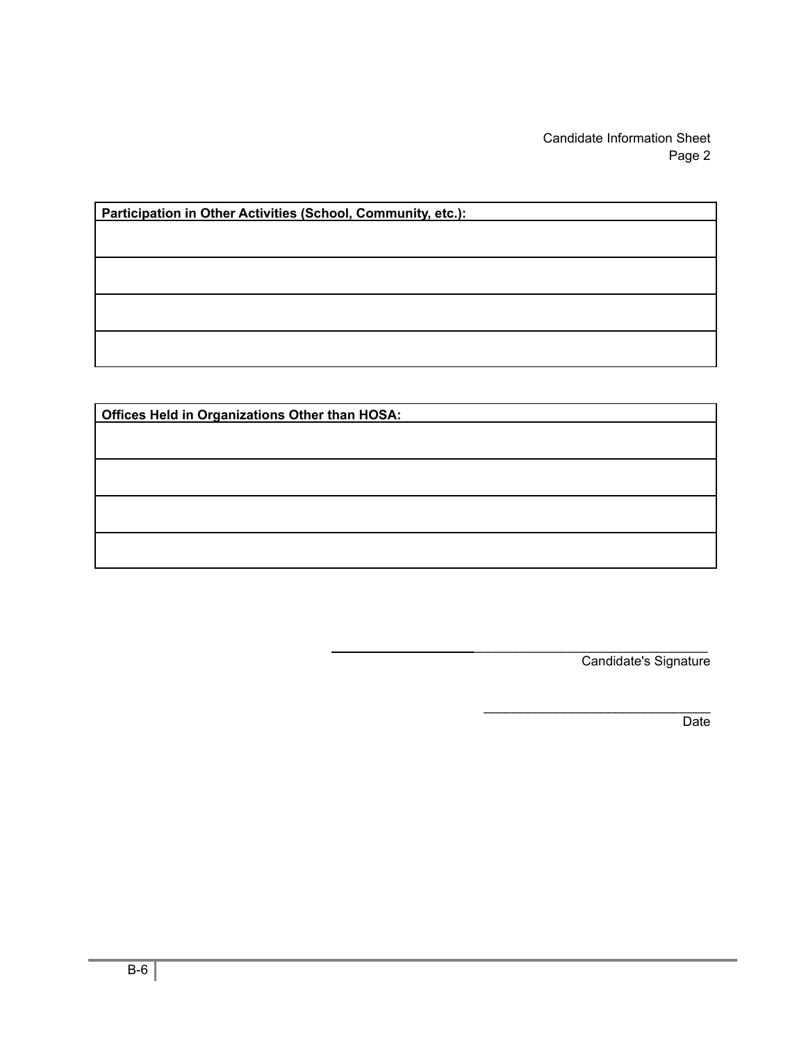Candidate Information Sheet
Page 2

| Participation in Other Activities (School, Community, etc.): |
| --- |
| |
| |
| |
| |

| Offices Held in Organizations Other than HOSA: |
| --- |
| |
| |
| |
| |

_______________________________________________
Candidate's Signature

_______________________________
Date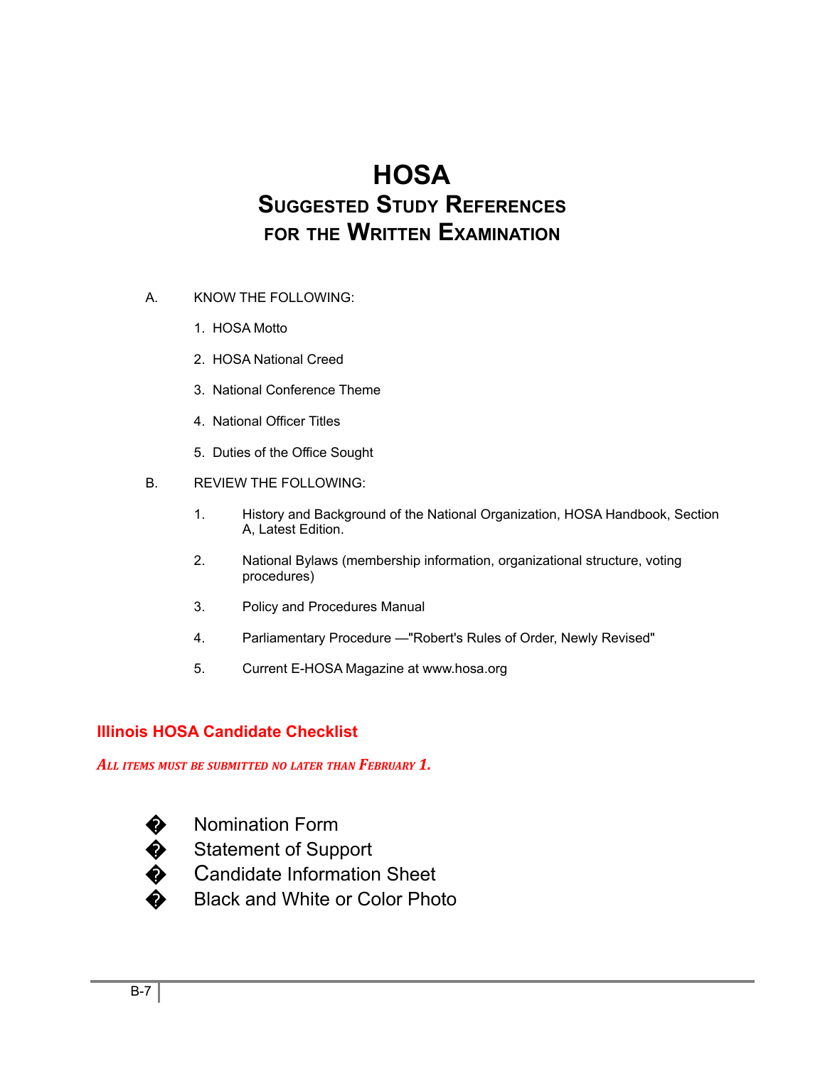# HOSA

## Suggested Study References for the Written Examination

A. KNOW THE FOLLOWING:

1. HOSA Motto
2. HOSA National Creed
3. National Conference Theme
4. National Officer Titles
5. Duties of the Office Sought

B. REVIEW THE FOLLOWING:

1. History and Background of the National Organization, HOSA Handbook, Section A, Latest Edition.
2. National Bylaws (membership information, organizational structure, voting procedures)
3. Policy and Procedures Manual
4. Parliamentary Procedure —"Robert's Rules of Order, Newly Revised"
5. Current E-HOSA Magazine at www.hosa.org

## Illinois HOSA Candidate Checklist

***All items must be submitted no later than February 1.***

- Nomination Form
- Statement of Support
- Candidate Information Sheet
- Black and White or Color Photo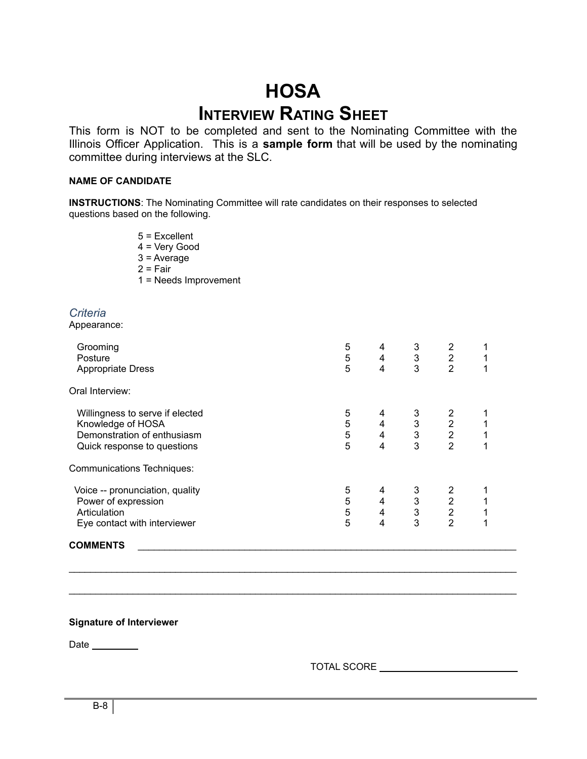# HOSA

## Interview Rating Sheet

This form is NOT to be completed and sent to the Nominating Committee with the Illinois Officer Application. This is a **sample form** that will be used by the nominating committee during interviews at the SLC.

**NAME OF CANDIDATE**

**INSTRUCTIONS**: The Nominating Committee will rate candidates on their responses to selected questions based on the following.

5 = Excellent
4 = Very Good
3 = Average
2 = Fair
1 = Needs Improvement

*Criteria*

| | | | | | |
|---|---|---|---|---|---|
| **Appearance:** | | | | | |
| Grooming | 5 | 4 | 3 | 2 | 1 |
| Posture | 5 | 4 | 3 | 2 | 1 |
| Appropriate Dress | 5 | 4 | 3 | 2 | 1 |
| **Oral Interview:** | | | | | |
| Willingness to serve if elected | 5 | 4 | 3 | 2 | 1 |
| Knowledge of HOSA | 5 | 4 | 3 | 2 | 1 |
| Demonstration of enthusiasm | 5 | 4 | 3 | 2 | 1 |
| Quick response to questions | 5 | 4 | 3 | 2 | 1 |
| **Communications Techniques:** | | | | | |
| Voice -- pronunciation, quality | 5 | 4 | 3 | 2 | 1 |
| Power of expression | 5 | 4 | 3 | 2 | 1 |
| Articulation | 5 | 4 | 3 | 2 | 1 |
| Eye contact with interviewer | 5 | 4 | 3 | 2 | 1 |

**COMMENTS** ____________________________________________________________

______________________________________________________________________

______________________________________________________________________

**Signature of Interviewer**

Date _________

TOTAL SCORE ________________________